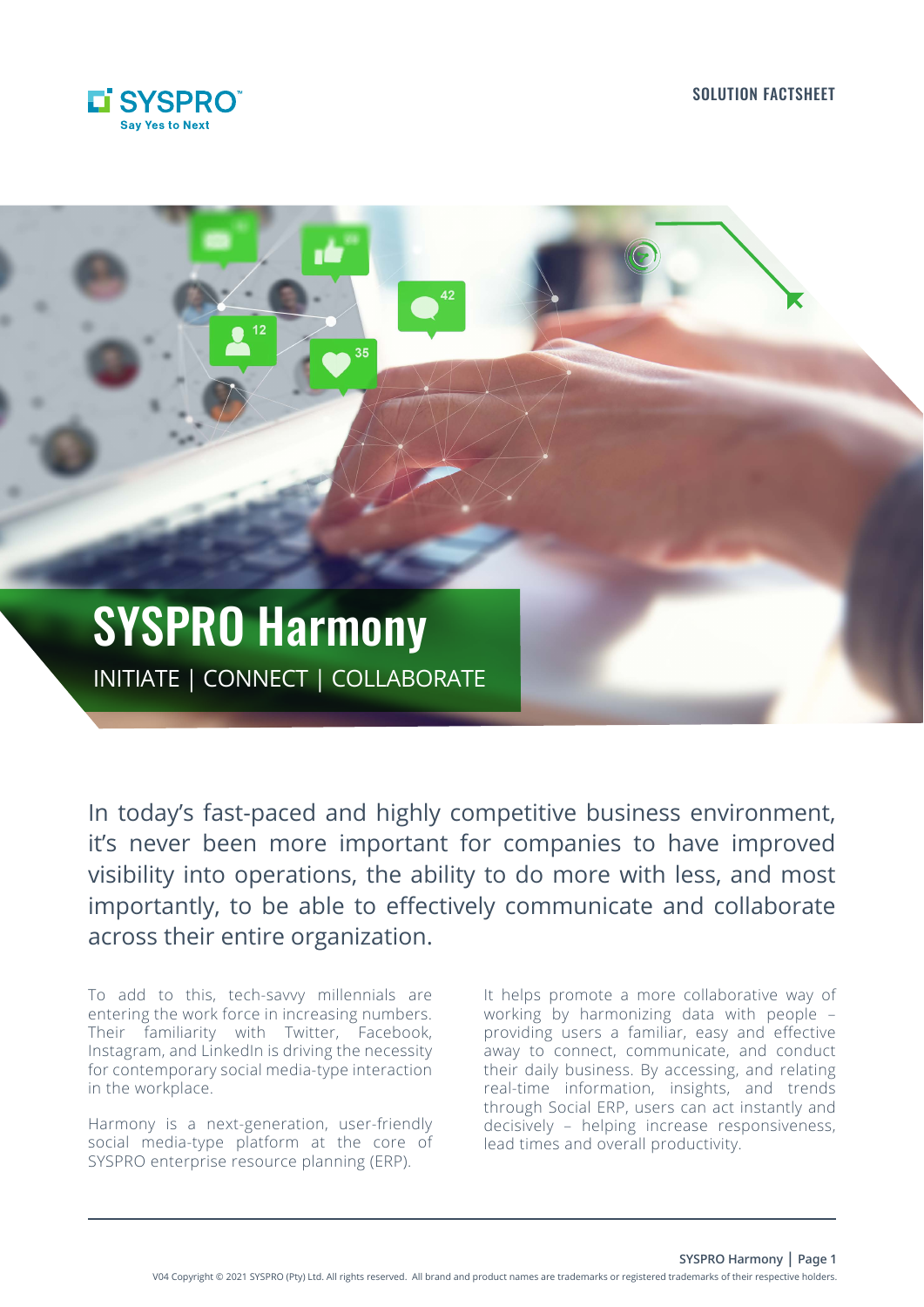SOLUTION FACTSHEET

# SYSPRO Harmony

INITIATE | CONNECT | COLLABORATE

In today's fast-paced and highly competitive business environment, it's never been more important for companies to have improved visibility into operations, the ability to do more with less, and most importantly, to be able to effectively communicate and collaborate across their entire organization.

To add to this, tech-savvy millennials are entering the work force in increasing numbers. Their familiarity with Twitter, Facebook, Instagram, and LinkedIn is driving the necessity for contemporary social media-type interaction in the workplace.

Harmony is a next-generation, user-friendly social media-type platform at the core of SYSPRO enterprise resource planning (ERP).

It helps promote a more collaborative way of working by harmonizing data with people – providing users a familiar, easy and effective away to connect, communicate, and conduct their daily business. By accessing, and relating real-time information, insights, and trends through Social ERP, users can act instantly and decisively – helping increase responsiveness, lead times and overall productivity.

V04 Copyright © 2021 SYSPRO (Pty) Ltd. All rights reserved. All brand and product names are trademarks or registered trademarks of their respective holders.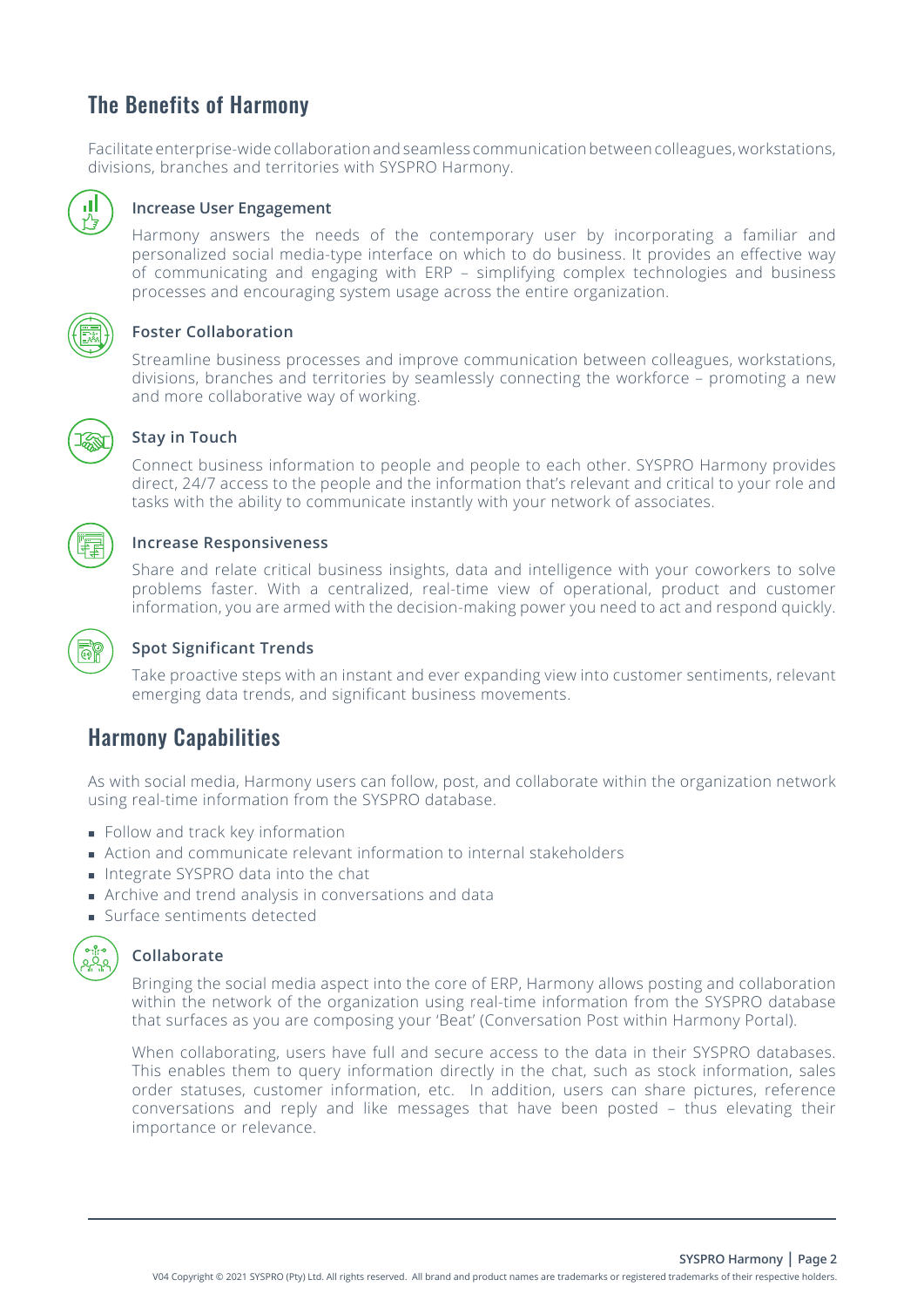## The Benefits of Harmony

Facilitate enterprise-wide collaboration and seamless communication between colleagues, workstations, divisions, branches and territories with SYSPRO Harmony.

### Increase User Engagement

Harmony answers the needs of the contemporary user by incorporating a familiar and personalized social media-type interface on which to do business. It provides an effective way of communicating and engaging with ERP – simplifying complex technologies and business processes and encouraging system usage across the entire organization.

### Foster Collaboration

Streamline business processes and improve communication between colleagues, workstations, divisions, branches and territories by seamlessly connecting the workforce – promoting a new and more collaborative way of working.

### Stay in Touch

Connect business information to people and people to each other. SYSPRO Harmony provides direct, 24/7 access to the people and the information that's relevant and critical to your role and tasks with the ability to communicate instantly with your network of associates.

### Increase Responsiveness

Share and relate critical business insights, data and intelligence with your coworkers to solve problems faster. With a centralized, real-time view of operational, product and customer information, you are armed with the decision-making power you need to act and respond quickly.

### Spot Significant Trends

Take proactive steps with an instant and ever expanding view into customer sentiments, relevant emerging data trends, and significant business movements.

## Harmony Capabilities

As with social media, Harmony users can follow, post, and collaborate within the organization network using real-time information from the SYSPRO database.

- Follow and track key information
- Action and communicate relevant information to internal stakeholders
- Integrate SYSPRO data into the chat
- Archive and trend analysis in conversations and data
- Surface sentiments detected

### Collaborate

Bringing the social media aspect into the core of ERP, Harmony allows posting and collaboration within the network of the organization using real-time information from the SYSPRO database that surfaces as you are composing your 'Beat' (Conversation Post within Harmony Portal).

When collaborating, users have full and secure access to the data in their SYSPRO databases. This enables them to query information directly in the chat, such as stock information, sales order statuses, customer information, etc. In addition, users can share pictures, reference conversations and reply and like messages that have been posted – thus elevating their importance or relevance.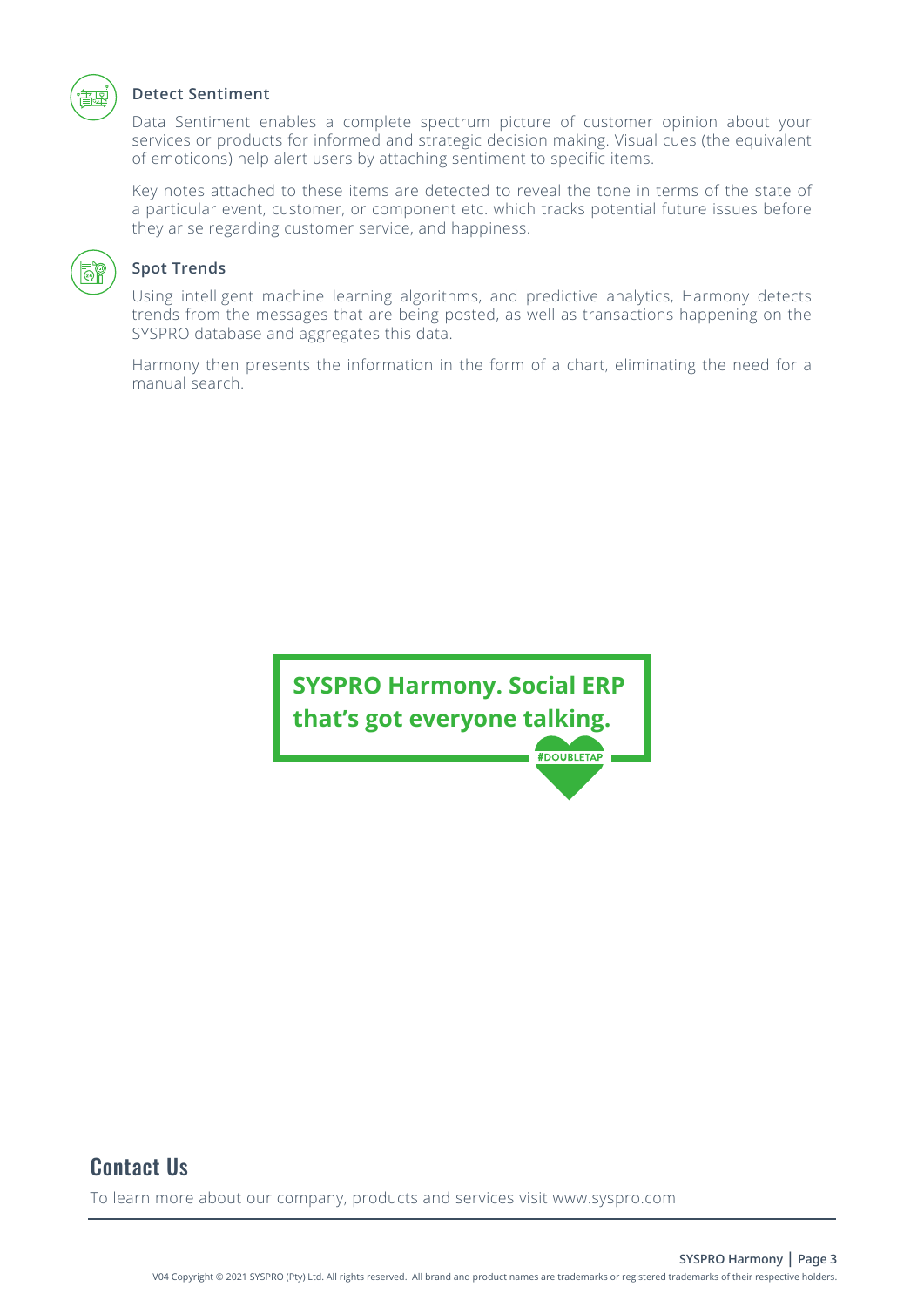### Detect Sentiment

Data Sentiment enables a complete spectrum picture of customer opinion about your services or products for informed and strategic decision making. Visual cues (the equivalent of emoticons) help alert users by attaching sentiment to specific items.

Key notes attached to these items are detected to reveal the tone in terms of the state of a particular event, customer, or component etc. which tracks potential future issues before they arise regarding customer service, and happiness.

### Spot Trends

Using intelligent machine learning algorithms, and predictive analytics, Harmony detects trends from the messages that are being posted, as well as transactions happening on the SYSPRO database and aggregates this data.

Harmony then presents the information in the form of a chart, eliminating the need for a manual search.

**SYSPRO Harmony. Social ERP that's got everyone talking.**

#DOUBLETAP

## Contact Us

To learn more about our company, products and services visit www.syspro.com

V04 Copyright © 2021 SYSPRO (Pty) Ltd. All rights reserved. All brand and product names are trademarks or registered trademarks of their respective holders.